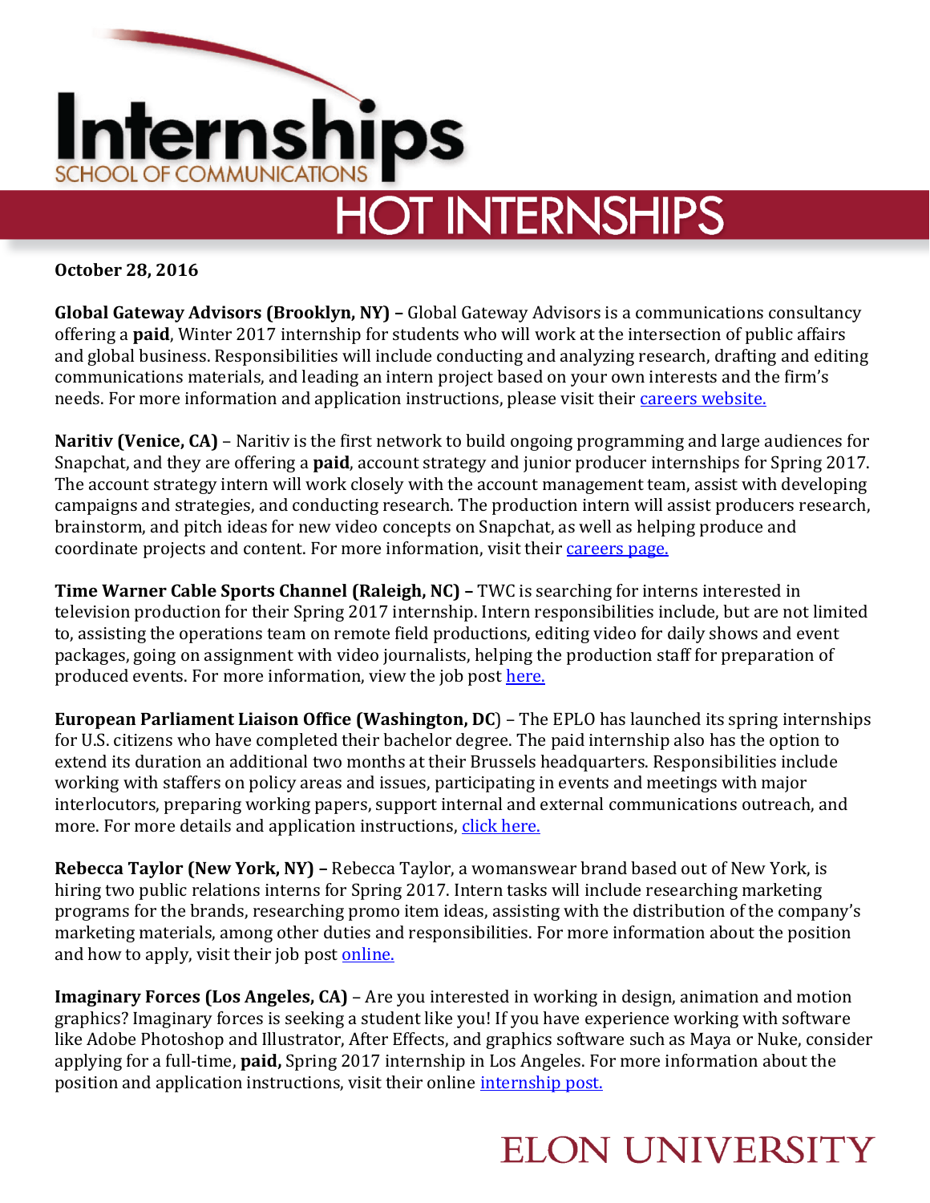# Internships

SCHOOL OF COMMUNICATIONS

## HOT INTERNSHIPS

**October 28, 2016**

**Global Gateway Advisors (Brooklyn, NY) –** Global Gateway Advisors is a communications consultancy offering a **paid**, Winter 2017 internship for students who will work at the intersection of public affairs and global business. Responsibilities will include conducting and analyzing research, drafting and editing communications materials, and leading an intern project based on your own interests and the firm's needs. For more information and application instructions, please visit their careers website.

**Naritiv (Venice, CA)** – Naritiv is the first network to build ongoing programming and large audiences for Snapchat, and they are offering a **paid**, account strategy and junior producer internships for Spring 2017. The account strategy intern will work closely with the account management team, assist with developing campaigns and strategies, and conducting research. The production intern will assist producers research, brainstorm, and pitch ideas for new video concepts on Snapchat, as well as helping produce and coordinate projects and content. For more information, visit their careers page.

**Time Warner Cable Sports Channel (Raleigh, NC) –** TWC is searching for interns interested in television production for their Spring 2017 internship. Intern responsibilities include, but are not limited to, assisting the operations team on remote field productions, editing video for daily shows and event packages, going on assignment with video journalists, helping the production staff for preparation of produced events. For more information, view the job post here.

**European Parliament Liaison Office (Washington, DC)** – The EPLO has launched its spring internships for U.S. citizens who have completed their bachelor degree. The paid internship also has the option to extend its duration an additional two months at their Brussels headquarters. Responsibilities include working with staffers on policy areas and issues, participating in events and meetings with major interlocutors, preparing working papers, support internal and external communications outreach, and more. For more details and application instructions, click here.

**Rebecca Taylor (New York, NY) –** Rebecca Taylor, a womanswear brand based out of New York, is hiring two public relations interns for Spring 2017. Intern tasks will include researching marketing programs for the brands, researching promo item ideas, assisting with the distribution of the company's marketing materials, among other duties and responsibilities. For more information about the position and how to apply, visit their job post online.

**Imaginary Forces (Los Angeles, CA)** – Are you interested in working in design, animation and motion graphics? Imaginary forces is seeking a student like you! If you have experience working with software like Adobe Photoshop and Illustrator, After Effects, and graphics software such as Maya or Nuke, consider applying for a full-time, **paid,** Spring 2017 internship in Los Angeles. For more information about the position and application instructions, visit their online internship post.

ELON UNIVERSITY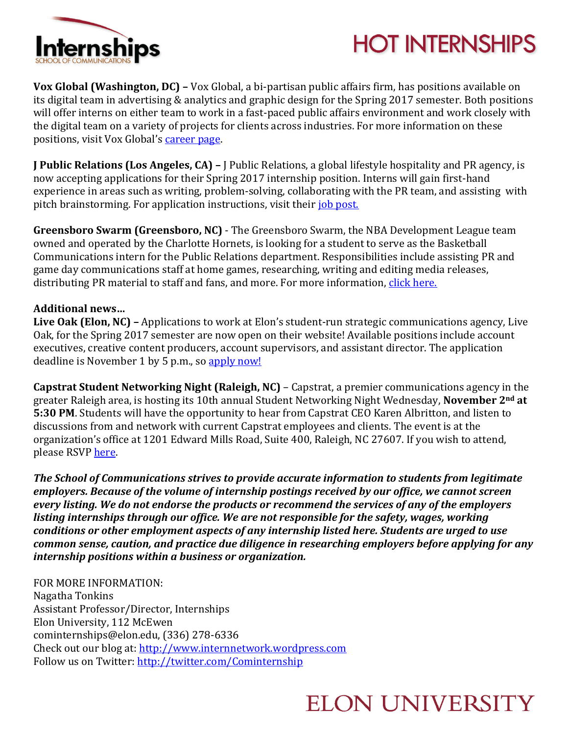# HOT INTERNSHIPS

**Vox Global (Washington, DC) –** Vox Global, a bi-partisan public affairs firm, has positions available on its digital team in advertising & analytics and graphic design for the Spring 2017 semester. Both positions will offer interns on either team to work in a fast-paced public affairs environment and work closely with the digital team on a variety of projects for clients across industries. For more information on these positions, visit Vox Global's career page.

**J Public Relations (Los Angeles, CA) –** J Public Relations, a global lifestyle hospitality and PR agency, is now accepting applications for their Spring 2017 internship position. Interns will gain first-hand experience in areas such as writing, problem-solving, collaborating with the PR team, and assisting with pitch brainstorming. For application instructions, visit their job post.

**Greensboro Swarm (Greensboro, NC)** - The Greensboro Swarm, the NBA Development League team owned and operated by the Charlotte Hornets, is looking for a student to serve as the Basketball Communications intern for the Public Relations department. Responsibilities include assisting PR and game day communications staff at home games, researching, writing and editing media releases, distributing PR material to staff and fans, and more. For more information, click here.

**Additional news…**

**Live Oak (Elon, NC) –** Applications to work at Elon's student-run strategic communications agency, Live Oak, for the Spring 2017 semester are now open on their website! Available positions include account executives, creative content producers, account supervisors, and assistant director. The application deadline is November 1 by 5 p.m., so apply now!

**Capstrat Student Networking Night (Raleigh, NC)** – Capstrat, a premier communications agency in the greater Raleigh area, is hosting its 10th annual Student Networking Night Wednesday, **November 2nd at 5:30 PM**. Students will have the opportunity to hear from Capstrat CEO Karen Albritton, and listen to discussions from and network with current Capstrat employees and clients. The event is at the organization's office at 1201 Edward Mills Road, Suite 400, Raleigh, NC 27607. If you wish to attend, please RSVP here.

***The School of Communications strives to provide accurate information to students from legitimate employers. Because of the volume of internship postings received by our office, we cannot screen every listing. We do not endorse the products or recommend the services of any of the employers listing internships through our office. We are not responsible for the safety, wages, working conditions or other employment aspects of any internship listed here. Students are urged to use common sense, caution, and practice due diligence in researching employers before applying for any internship positions within a business or organization.***

FOR MORE INFORMATION:
Nagatha Tonkins
Assistant Professor/Director, Internships
Elon University, 112 McEwen
cominternships@elon.edu, (336) 278-6336
Check out our blog at: http://www.internnetwork.wordpress.com
Follow us on Twitter: http://twitter.com/Cominternship